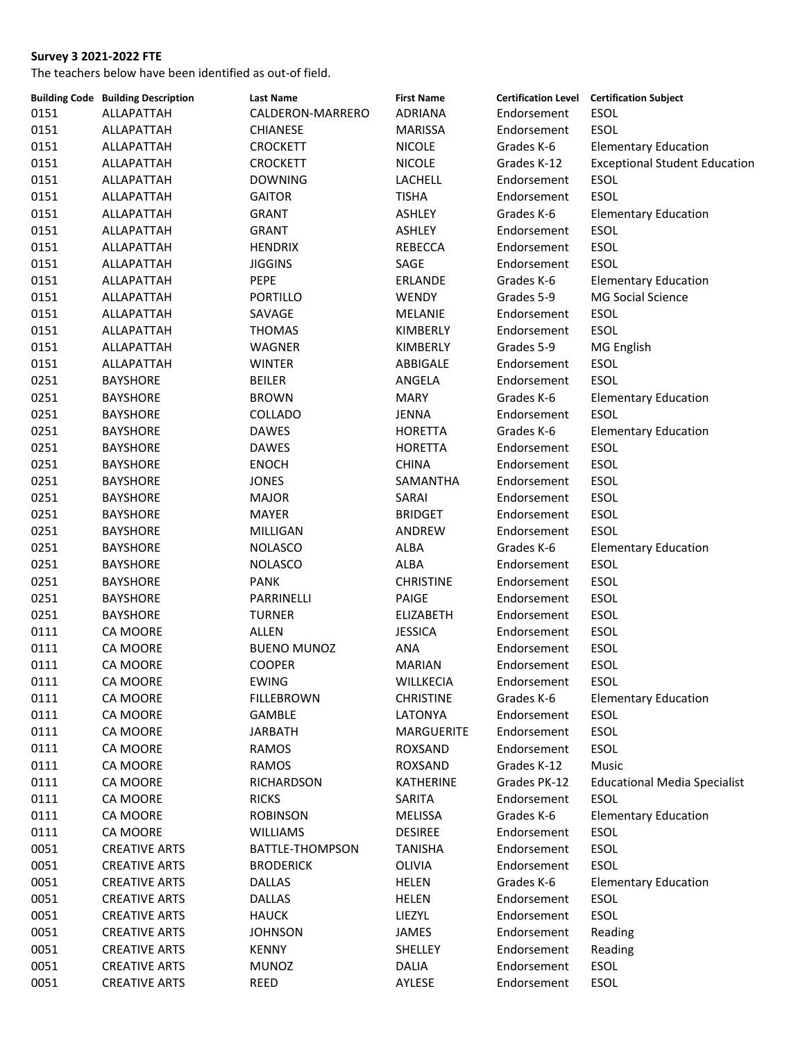**Survey 3 2021-2022 FTE**

The teachers below have been identified as out-of field.

| Building Code | Building Description | Last Name | First Name | Certification Level | Certification Subject |
|---|---|---|---|---|---|
| 0151 | ALLAPATTAH | CALDERON-MARRERO | ADRIANA | Endorsement | ESOL |
| 0151 | ALLAPATTAH | CHIANESE | MARISSA | Endorsement | ESOL |
| 0151 | ALLAPATTAH | CROCKETT | NICOLE | Grades K-6 | Elementary Education |
| 0151 | ALLAPATTAH | CROCKETT | NICOLE | Grades K-12 | Exceptional Student Education |
| 0151 | ALLAPATTAH | DOWNING | LACHELL | Endorsement | ESOL |
| 0151 | ALLAPATTAH | GAITOR | TISHA | Endorsement | ESOL |
| 0151 | ALLAPATTAH | GRANT | ASHLEY | Grades K-6 | Elementary Education |
| 0151 | ALLAPATTAH | GRANT | ASHLEY | Endorsement | ESOL |
| 0151 | ALLAPATTAH | HENDRIX | REBECCA | Endorsement | ESOL |
| 0151 | ALLAPATTAH | JIGGINS | SAGE | Endorsement | ESOL |
| 0151 | ALLAPATTAH | PEPE | ERLANDE | Grades K-6 | Elementary Education |
| 0151 | ALLAPATTAH | PORTILLO | WENDY | Grades 5-9 | MG Social Science |
| 0151 | ALLAPATTAH | SAVAGE | MELANIE | Endorsement | ESOL |
| 0151 | ALLAPATTAH | THOMAS | KIMBERLY | Endorsement | ESOL |
| 0151 | ALLAPATTAH | WAGNER | KIMBERLY | Grades 5-9 | MG English |
| 0151 | ALLAPATTAH | WINTER | ABBIGALE | Endorsement | ESOL |
| 0251 | BAYSHORE | BEILER | ANGELA | Endorsement | ESOL |
| 0251 | BAYSHORE | BROWN | MARY | Grades K-6 | Elementary Education |
| 0251 | BAYSHORE | COLLADO | JENNA | Endorsement | ESOL |
| 0251 | BAYSHORE | DAWES | HORETTA | Grades K-6 | Elementary Education |
| 0251 | BAYSHORE | DAWES | HORETTA | Endorsement | ESOL |
| 0251 | BAYSHORE | ENOCH | CHINA | Endorsement | ESOL |
| 0251 | BAYSHORE | JONES | SAMANTHA | Endorsement | ESOL |
| 0251 | BAYSHORE | MAJOR | SARAI | Endorsement | ESOL |
| 0251 | BAYSHORE | MAYER | BRIDGET | Endorsement | ESOL |
| 0251 | BAYSHORE | MILLIGAN | ANDREW | Endorsement | ESOL |
| 0251 | BAYSHORE | NOLASCO | ALBA | Grades K-6 | Elementary Education |
| 0251 | BAYSHORE | NOLASCO | ALBA | Endorsement | ESOL |
| 0251 | BAYSHORE | PANK | CHRISTINE | Endorsement | ESOL |
| 0251 | BAYSHORE | PARRINELLI | PAIGE | Endorsement | ESOL |
| 0251 | BAYSHORE | TURNER | ELIZABETH | Endorsement | ESOL |
| 0111 | CA MOORE | ALLEN | JESSICA | Endorsement | ESOL |
| 0111 | CA MOORE | BUENO MUNOZ | ANA | Endorsement | ESOL |
| 0111 | CA MOORE | COOPER | MARIAN | Endorsement | ESOL |
| 0111 | CA MOORE | EWING | WILLKECIA | Endorsement | ESOL |
| 0111 | CA MOORE | FILLEBROWN | CHRISTINE | Grades K-6 | Elementary Education |
| 0111 | CA MOORE | GAMBLE | LATONYA | Endorsement | ESOL |
| 0111 | CA MOORE | JARBATH | MARGUERITE | Endorsement | ESOL |
| 0111 | CA MOORE | RAMOS | ROXSAND | Endorsement | ESOL |
| 0111 | CA MOORE | RAMOS | ROXSAND | Grades K-12 | Music |
| 0111 | CA MOORE | RICHARDSON | KATHERINE | Grades PK-12 | Educational Media Specialist |
| 0111 | CA MOORE | RICKS | SARITA | Endorsement | ESOL |
| 0111 | CA MOORE | ROBINSON | MELISSA | Grades K-6 | Elementary Education |
| 0111 | CA MOORE | WILLIAMS | DESIREE | Endorsement | ESOL |
| 0051 | CREATIVE ARTS | BATTLE-THOMPSON | TANISHA | Endorsement | ESOL |
| 0051 | CREATIVE ARTS | BRODERICK | OLIVIA | Endorsement | ESOL |
| 0051 | CREATIVE ARTS | DALLAS | HELEN | Grades K-6 | Elementary Education |
| 0051 | CREATIVE ARTS | DALLAS | HELEN | Endorsement | ESOL |
| 0051 | CREATIVE ARTS | HAUCK | LIEZYL | Endorsement | ESOL |
| 0051 | CREATIVE ARTS | JOHNSON | JAMES | Endorsement | Reading |
| 0051 | CREATIVE ARTS | KENNY | SHELLEY | Endorsement | Reading |
| 0051 | CREATIVE ARTS | MUNOZ | DALIA | Endorsement | ESOL |
| 0051 | CREATIVE ARTS | REED | AYLESE | Endorsement | ESOL |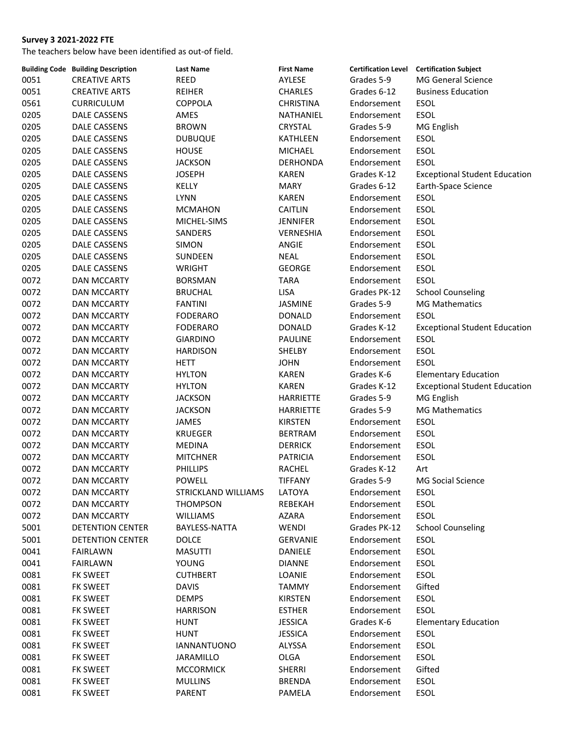**Survey 3 2021-2022 FTE**

The teachers below have been identified as out-of field.

| Building Code | Building Description | Last Name | First Name | Certification Level | Certification Subject |
|---|---|---|---|---|---|
| 0051 | CREATIVE ARTS | REED | AYLESE | Grades 5-9 | MG General Science |
| 0051 | CREATIVE ARTS | REIHER | CHARLES | Grades 6-12 | Business Education |
| 0561 | CURRICULUM | COPPOLA | CHRISTINA | Endorsement | ESOL |
| 0205 | DALE CASSENS | AMES | NATHANIEL | Endorsement | ESOL |
| 0205 | DALE CASSENS | BROWN | CRYSTAL | Grades 5-9 | MG English |
| 0205 | DALE CASSENS | DUBUQUE | KATHLEEN | Endorsement | ESOL |
| 0205 | DALE CASSENS | HOUSE | MICHAEL | Endorsement | ESOL |
| 0205 | DALE CASSENS | JACKSON | DERHONDA | Endorsement | ESOL |
| 0205 | DALE CASSENS | JOSEPH | KAREN | Grades K-12 | Exceptional Student Education |
| 0205 | DALE CASSENS | KELLY | MARY | Grades 6-12 | Earth-Space Science |
| 0205 | DALE CASSENS | LYNN | KAREN | Endorsement | ESOL |
| 0205 | DALE CASSENS | MCMAHON | CAITLIN | Endorsement | ESOL |
| 0205 | DALE CASSENS | MICHEL-SIMS | JENNIFER | Endorsement | ESOL |
| 0205 | DALE CASSENS | SANDERS | VERNESHIA | Endorsement | ESOL |
| 0205 | DALE CASSENS | SIMON | ANGIE | Endorsement | ESOL |
| 0205 | DALE CASSENS | SUNDEEN | NEAL | Endorsement | ESOL |
| 0205 | DALE CASSENS | WRIGHT | GEORGE | Endorsement | ESOL |
| 0072 | DAN MCCARTY | BORSMAN | TARA | Endorsement | ESOL |
| 0072 | DAN MCCARTY | BRUCHAL | LISA | Grades PK-12 | School Counseling |
| 0072 | DAN MCCARTY | FANTINI | JASMINE | Grades 5-9 | MG Mathematics |
| 0072 | DAN MCCARTY | FODERARO | DONALD | Endorsement | ESOL |
| 0072 | DAN MCCARTY | FODERARO | DONALD | Grades K-12 | Exceptional Student Education |
| 0072 | DAN MCCARTY | GIARDINO | PAULINE | Endorsement | ESOL |
| 0072 | DAN MCCARTY | HARDISON | SHELBY | Endorsement | ESOL |
| 0072 | DAN MCCARTY | HETT | JOHN | Endorsement | ESOL |
| 0072 | DAN MCCARTY | HYLTON | KAREN | Grades K-6 | Elementary Education |
| 0072 | DAN MCCARTY | HYLTON | KAREN | Grades K-12 | Exceptional Student Education |
| 0072 | DAN MCCARTY | JACKSON | HARRIETTE | Grades 5-9 | MG English |
| 0072 | DAN MCCARTY | JACKSON | HARRIETTE | Grades 5-9 | MG Mathematics |
| 0072 | DAN MCCARTY | JAMES | KIRSTEN | Endorsement | ESOL |
| 0072 | DAN MCCARTY | KRUEGER | BERTRAM | Endorsement | ESOL |
| 0072 | DAN MCCARTY | MEDINA | DERRICK | Endorsement | ESOL |
| 0072 | DAN MCCARTY | MITCHNER | PATRICIA | Endorsement | ESOL |
| 0072 | DAN MCCARTY | PHILLIPS | RACHEL | Grades K-12 | Art |
| 0072 | DAN MCCARTY | POWELL | TIFFANY | Grades 5-9 | MG Social Science |
| 0072 | DAN MCCARTY | STRICKLAND WILLIAMS | LATOYA | Endorsement | ESOL |
| 0072 | DAN MCCARTY | THOMPSON | REBEKAH | Endorsement | ESOL |
| 0072 | DAN MCCARTY | WILLIAMS | AZARA | Endorsement | ESOL |
| 5001 | DETENTION CENTER | BAYLESS-NATTA | WENDI | Grades PK-12 | School Counseling |
| 5001 | DETENTION CENTER | DOLCE | GERVANIE | Endorsement | ESOL |
| 0041 | FAIRLAWN | MASUTTI | DANIELE | Endorsement | ESOL |
| 0041 | FAIRLAWN | YOUNG | DIANNE | Endorsement | ESOL |
| 0081 | FK SWEET | CUTHBERT | LOANIE | Endorsement | ESOL |
| 0081 | FK SWEET | DAVIS | TAMMY | Endorsement | Gifted |
| 0081 | FK SWEET | DEMPS | KIRSTEN | Endorsement | ESOL |
| 0081 | FK SWEET | HARRISON | ESTHER | Endorsement | ESOL |
| 0081 | FK SWEET | HUNT | JESSICA | Grades K-6 | Elementary Education |
| 0081 | FK SWEET | HUNT | JESSICA | Endorsement | ESOL |
| 0081 | FK SWEET | IANNANTUONO | ALYSSA | Endorsement | ESOL |
| 0081 | FK SWEET | JARAMILLO | OLGA | Endorsement | ESOL |
| 0081 | FK SWEET | MCCORMICK | SHERRI | Endorsement | Gifted |
| 0081 | FK SWEET | MULLINS | BRENDA | Endorsement | ESOL |
| 0081 | FK SWEET | PARENT | PAMELA | Endorsement | ESOL |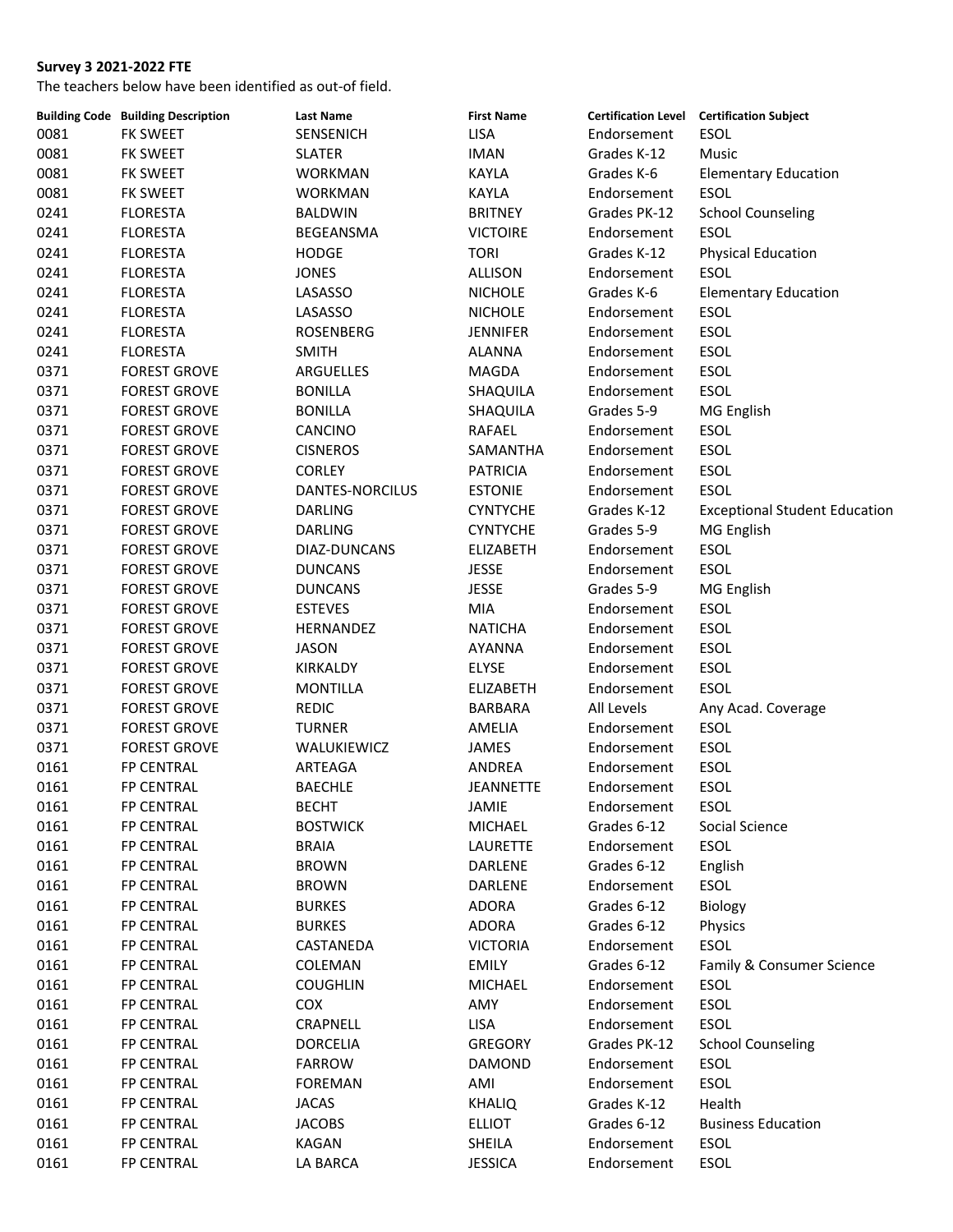**Survey 3 2021-2022 FTE**

The teachers below have been identified as out-of field.

| Building Code | Building Description | Last Name | First Name | Certification Level | Certification Subject |
|---|---|---|---|---|---|
| 0081 | FK SWEET | SENSENICH | LISA | Endorsement | ESOL |
| 0081 | FK SWEET | SLATER | IMAN | Grades K-12 | Music |
| 0081 | FK SWEET | WORKMAN | KAYLA | Grades K-6 | Elementary Education |
| 0081 | FK SWEET | WORKMAN | KAYLA | Endorsement | ESOL |
| 0241 | FLORESTA | BALDWIN | BRITNEY | Grades PK-12 | School Counseling |
| 0241 | FLORESTA | BEGEANSMA | VICTOIRE | Endorsement | ESOL |
| 0241 | FLORESTA | HODGE | TORI | Grades K-12 | Physical Education |
| 0241 | FLORESTA | JONES | ALLISON | Endorsement | ESOL |
| 0241 | FLORESTA | LASASSO | NICHOLE | Grades K-6 | Elementary Education |
| 0241 | FLORESTA | LASASSO | NICHOLE | Endorsement | ESOL |
| 0241 | FLORESTA | ROSENBERG | JENNIFER | Endorsement | ESOL |
| 0241 | FLORESTA | SMITH | ALANNA | Endorsement | ESOL |
| 0371 | FOREST GROVE | ARGUELLES | MAGDA | Endorsement | ESOL |
| 0371 | FOREST GROVE | BONILLA | SHAQUILA | Endorsement | ESOL |
| 0371 | FOREST GROVE | BONILLA | SHAQUILA | Grades 5-9 | MG English |
| 0371 | FOREST GROVE | CANCINO | RAFAEL | Endorsement | ESOL |
| 0371 | FOREST GROVE | CISNEROS | SAMANTHA | Endorsement | ESOL |
| 0371 | FOREST GROVE | CORLEY | PATRICIA | Endorsement | ESOL |
| 0371 | FOREST GROVE | DANTES-NORCILUS | ESTONIE | Endorsement | ESOL |
| 0371 | FOREST GROVE | DARLING | CYNTYCHE | Grades K-12 | Exceptional Student Education |
| 0371 | FOREST GROVE | DARLING | CYNTYCHE | Grades 5-9 | MG English |
| 0371 | FOREST GROVE | DIAZ-DUNCANS | ELIZABETH | Endorsement | ESOL |
| 0371 | FOREST GROVE | DUNCANS | JESSE | Endorsement | ESOL |
| 0371 | FOREST GROVE | DUNCANS | JESSE | Grades 5-9 | MG English |
| 0371 | FOREST GROVE | ESTEVES | MIA | Endorsement | ESOL |
| 0371 | FOREST GROVE | HERNANDEZ | NATICHA | Endorsement | ESOL |
| 0371 | FOREST GROVE | JASON | AYANNA | Endorsement | ESOL |
| 0371 | FOREST GROVE | KIRKALDY | ELYSE | Endorsement | ESOL |
| 0371 | FOREST GROVE | MONTILLA | ELIZABETH | Endorsement | ESOL |
| 0371 | FOREST GROVE | REDIC | BARBARA | All Levels | Any Acad. Coverage |
| 0371 | FOREST GROVE | TURNER | AMELIA | Endorsement | ESOL |
| 0371 | FOREST GROVE | WALUKIEWICZ | JAMES | Endorsement | ESOL |
| 0161 | FP CENTRAL | ARTEAGA | ANDREA | Endorsement | ESOL |
| 0161 | FP CENTRAL | BAECHLE | JEANNETTE | Endorsement | ESOL |
| 0161 | FP CENTRAL | BECHT | JAMIE | Endorsement | ESOL |
| 0161 | FP CENTRAL | BOSTWICK | MICHAEL | Grades 6-12 | Social Science |
| 0161 | FP CENTRAL | BRAIA | LAURETTE | Endorsement | ESOL |
| 0161 | FP CENTRAL | BROWN | DARLENE | Grades 6-12 | English |
| 0161 | FP CENTRAL | BROWN | DARLENE | Endorsement | ESOL |
| 0161 | FP CENTRAL | BURKES | ADORA | Grades 6-12 | Biology |
| 0161 | FP CENTRAL | BURKES | ADORA | Grades 6-12 | Physics |
| 0161 | FP CENTRAL | CASTANEDA | VICTORIA | Endorsement | ESOL |
| 0161 | FP CENTRAL | COLEMAN | EMILY | Grades 6-12 | Family & Consumer Science |
| 0161 | FP CENTRAL | COUGHLIN | MICHAEL | Endorsement | ESOL |
| 0161 | FP CENTRAL | COX | AMY | Endorsement | ESOL |
| 0161 | FP CENTRAL | CRAPNELL | LISA | Endorsement | ESOL |
| 0161 | FP CENTRAL | DORCELIA | GREGORY | Grades PK-12 | School Counseling |
| 0161 | FP CENTRAL | FARROW | DAMOND | Endorsement | ESOL |
| 0161 | FP CENTRAL | FOREMAN | AMI | Endorsement | ESOL |
| 0161 | FP CENTRAL | JACAS | KHALIQ | Grades K-12 | Health |
| 0161 | FP CENTRAL | JACOBS | ELLIOT | Grades 6-12 | Business Education |
| 0161 | FP CENTRAL | KAGAN | SHEILA | Endorsement | ESOL |
| 0161 | FP CENTRAL | LA BARCA | JESSICA | Endorsement | ESOL |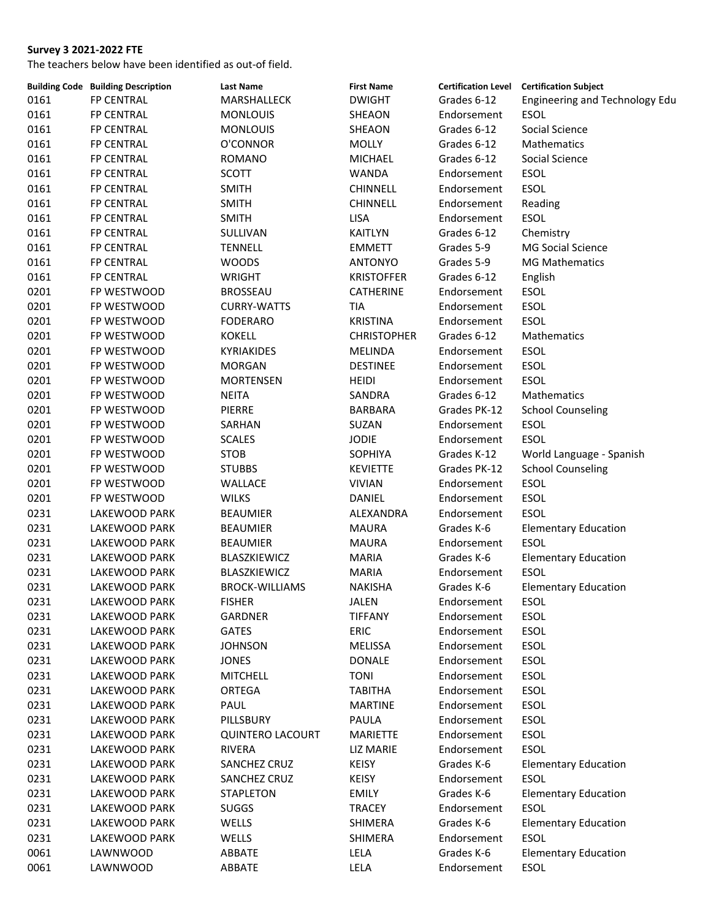**Survey 3 2021-2022 FTE**

The teachers below have been identified as out-of field.

| Building Code | Building Description | Last Name | First Name | Certification Level | Certification Subject |
|---|---|---|---|---|---|
| 0161 | FP CENTRAL | MARSHALLECK | DWIGHT | Grades 6-12 | Engineering and Technology Edu |
| 0161 | FP CENTRAL | MONLOUIS | SHEAON | Endorsement | ESOL |
| 0161 | FP CENTRAL | MONLOUIS | SHEAON | Grades 6-12 | Social Science |
| 0161 | FP CENTRAL | O'CONNOR | MOLLY | Grades 6-12 | Mathematics |
| 0161 | FP CENTRAL | ROMANO | MICHAEL | Grades 6-12 | Social Science |
| 0161 | FP CENTRAL | SCOTT | WANDA | Endorsement | ESOL |
| 0161 | FP CENTRAL | SMITH | CHINNELL | Endorsement | ESOL |
| 0161 | FP CENTRAL | SMITH | CHINNELL | Endorsement | Reading |
| 0161 | FP CENTRAL | SMITH | LISA | Endorsement | ESOL |
| 0161 | FP CENTRAL | SULLIVAN | KAITLYN | Grades 6-12 | Chemistry |
| 0161 | FP CENTRAL | TENNELL | EMMETT | Grades 5-9 | MG Social Science |
| 0161 | FP CENTRAL | WOODS | ANTONYO | Grades 5-9 | MG Mathematics |
| 0161 | FP CENTRAL | WRIGHT | KRISTOFFER | Grades 6-12 | English |
| 0201 | FP WESTWOOD | BROSSEAU | CATHERINE | Endorsement | ESOL |
| 0201 | FP WESTWOOD | CURRY-WATTS | TIA | Endorsement | ESOL |
| 0201 | FP WESTWOOD | FODERARO | KRISTINA | Endorsement | ESOL |
| 0201 | FP WESTWOOD | KOKELL | CHRISTOPHER | Grades 6-12 | Mathematics |
| 0201 | FP WESTWOOD | KYRIAKIDES | MELINDA | Endorsement | ESOL |
| 0201 | FP WESTWOOD | MORGAN | DESTINEE | Endorsement | ESOL |
| 0201 | FP WESTWOOD | MORTENSEN | HEIDI | Endorsement | ESOL |
| 0201 | FP WESTWOOD | NEITA | SANDRA | Grades 6-12 | Mathematics |
| 0201 | FP WESTWOOD | PIERRE | BARBARA | Grades PK-12 | School Counseling |
| 0201 | FP WESTWOOD | SARHAN | SUZAN | Endorsement | ESOL |
| 0201 | FP WESTWOOD | SCALES | JODIE | Endorsement | ESOL |
| 0201 | FP WESTWOOD | STOB | SOPHIYA | Grades K-12 | World Language - Spanish |
| 0201 | FP WESTWOOD | STUBBS | KEVIETTE | Grades PK-12 | School Counseling |
| 0201 | FP WESTWOOD | WALLACE | VIVIAN | Endorsement | ESOL |
| 0201 | FP WESTWOOD | WILKS | DANIEL | Endorsement | ESOL |
| 0231 | LAKEWOOD PARK | BEAUMIER | ALEXANDRA | Endorsement | ESOL |
| 0231 | LAKEWOOD PARK | BEAUMIER | MAURA | Grades K-6 | Elementary Education |
| 0231 | LAKEWOOD PARK | BEAUMIER | MAURA | Endorsement | ESOL |
| 0231 | LAKEWOOD PARK | BLASZKIEWICZ | MARIA | Grades K-6 | Elementary Education |
| 0231 | LAKEWOOD PARK | BLASZKIEWICZ | MARIA | Endorsement | ESOL |
| 0231 | LAKEWOOD PARK | BROCK-WILLIAMS | NAKISHA | Grades K-6 | Elementary Education |
| 0231 | LAKEWOOD PARK | FISHER | JALEN | Endorsement | ESOL |
| 0231 | LAKEWOOD PARK | GARDNER | TIFFANY | Endorsement | ESOL |
| 0231 | LAKEWOOD PARK | GATES | ERIC | Endorsement | ESOL |
| 0231 | LAKEWOOD PARK | JOHNSON | MELISSA | Endorsement | ESOL |
| 0231 | LAKEWOOD PARK | JONES | DONALE | Endorsement | ESOL |
| 0231 | LAKEWOOD PARK | MITCHELL | TONI | Endorsement | ESOL |
| 0231 | LAKEWOOD PARK | ORTEGA | TABITHA | Endorsement | ESOL |
| 0231 | LAKEWOOD PARK | PAUL | MARTINE | Endorsement | ESOL |
| 0231 | LAKEWOOD PARK | PILLSBURY | PAULA | Endorsement | ESOL |
| 0231 | LAKEWOOD PARK | QUINTERO LACOURT | MARIETTE | Endorsement | ESOL |
| 0231 | LAKEWOOD PARK | RIVERA | LIZ MARIE | Endorsement | ESOL |
| 0231 | LAKEWOOD PARK | SANCHEZ CRUZ | KEISY | Grades K-6 | Elementary Education |
| 0231 | LAKEWOOD PARK | SANCHEZ CRUZ | KEISY | Endorsement | ESOL |
| 0231 | LAKEWOOD PARK | STAPLETON | EMILY | Grades K-6 | Elementary Education |
| 0231 | LAKEWOOD PARK | SUGGS | TRACEY | Endorsement | ESOL |
| 0231 | LAKEWOOD PARK | WELLS | SHIMERA | Grades K-6 | Elementary Education |
| 0231 | LAKEWOOD PARK | WELLS | SHIMERA | Endorsement | ESOL |
| 0061 | LAWNWOOD | ABBATE | LELA | Grades K-6 | Elementary Education |
| 0061 | LAWNWOOD | ABBATE | LELA | Endorsement | ESOL |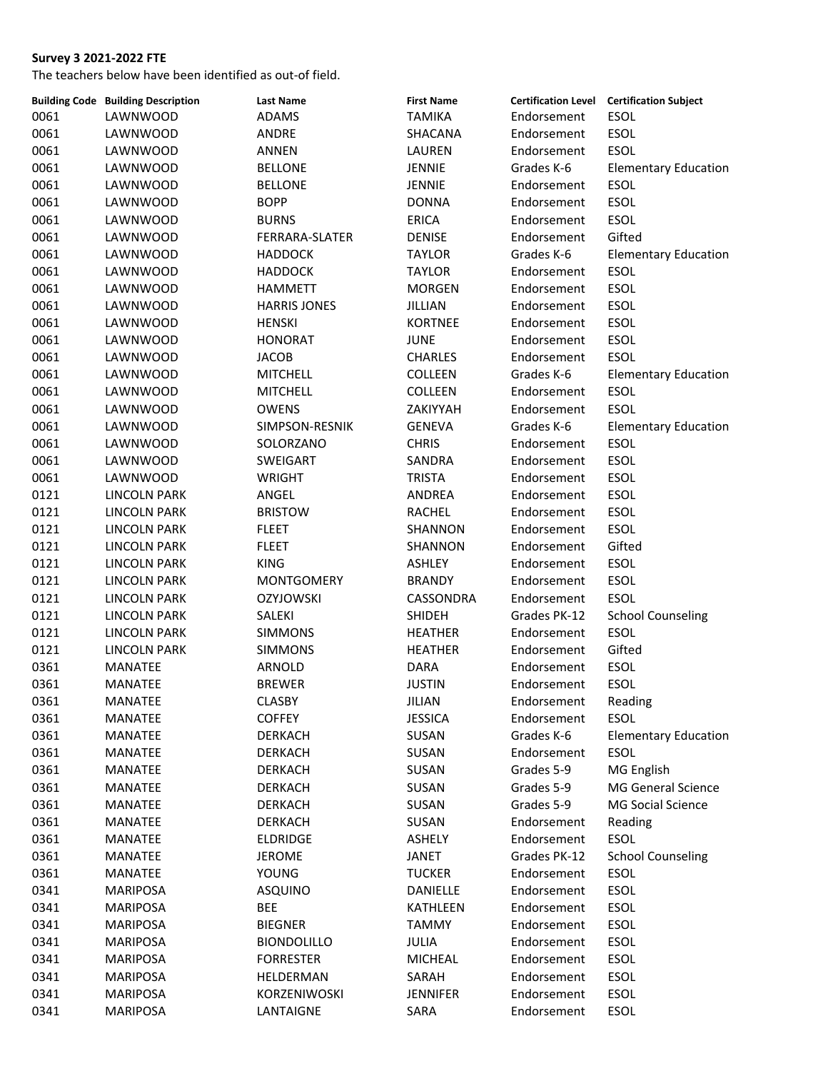**Survey 3 2021-2022 FTE**

The teachers below have been identified as out-of field.

| Building Code | Building Description | Last Name | First Name | Certification Level | Certification Subject |
|---|---|---|---|---|---|
| 0061 | LAWNWOOD | ADAMS | TAMIKA | Endorsement | ESOL |
| 0061 | LAWNWOOD | ANDRE | SHACANA | Endorsement | ESOL |
| 0061 | LAWNWOOD | ANNEN | LAUREN | Endorsement | ESOL |
| 0061 | LAWNWOOD | BELLONE | JENNIE | Grades K-6 | Elementary Education |
| 0061 | LAWNWOOD | BELLONE | JENNIE | Endorsement | ESOL |
| 0061 | LAWNWOOD | BOPP | DONNA | Endorsement | ESOL |
| 0061 | LAWNWOOD | BURNS | ERICA | Endorsement | ESOL |
| 0061 | LAWNWOOD | FERRARA-SLATER | DENISE | Endorsement | Gifted |
| 0061 | LAWNWOOD | HADDOCK | TAYLOR | Grades K-6 | Elementary Education |
| 0061 | LAWNWOOD | HADDOCK | TAYLOR | Endorsement | ESOL |
| 0061 | LAWNWOOD | HAMMETT | MORGEN | Endorsement | ESOL |
| 0061 | LAWNWOOD | HARRIS JONES | JILLIAN | Endorsement | ESOL |
| 0061 | LAWNWOOD | HENSKI | KORTNEE | Endorsement | ESOL |
| 0061 | LAWNWOOD | HONORAT | JUNE | Endorsement | ESOL |
| 0061 | LAWNWOOD | JACOB | CHARLES | Endorsement | ESOL |
| 0061 | LAWNWOOD | MITCHELL | COLLEEN | Grades K-6 | Elementary Education |
| 0061 | LAWNWOOD | MITCHELL | COLLEEN | Endorsement | ESOL |
| 0061 | LAWNWOOD | OWENS | ZAKIYYAH | Endorsement | ESOL |
| 0061 | LAWNWOOD | SIMPSON-RESNIK | GENEVA | Grades K-6 | Elementary Education |
| 0061 | LAWNWOOD | SOLORZANO | CHRIS | Endorsement | ESOL |
| 0061 | LAWNWOOD | SWEIGART | SANDRA | Endorsement | ESOL |
| 0061 | LAWNWOOD | WRIGHT | TRISTA | Endorsement | ESOL |
| 0121 | LINCOLN PARK | ANGEL | ANDREA | Endorsement | ESOL |
| 0121 | LINCOLN PARK | BRISTOW | RACHEL | Endorsement | ESOL |
| 0121 | LINCOLN PARK | FLEET | SHANNON | Endorsement | ESOL |
| 0121 | LINCOLN PARK | FLEET | SHANNON | Endorsement | Gifted |
| 0121 | LINCOLN PARK | KING | ASHLEY | Endorsement | ESOL |
| 0121 | LINCOLN PARK | MONTGOMERY | BRANDY | Endorsement | ESOL |
| 0121 | LINCOLN PARK | OZYJOWSKI | CASSONDRA | Endorsement | ESOL |
| 0121 | LINCOLN PARK | SALEKI | SHIDEH | Grades PK-12 | School Counseling |
| 0121 | LINCOLN PARK | SIMMONS | HEATHER | Endorsement | ESOL |
| 0121 | LINCOLN PARK | SIMMONS | HEATHER | Endorsement | Gifted |
| 0361 | MANATEE | ARNOLD | DARA | Endorsement | ESOL |
| 0361 | MANATEE | BREWER | JUSTIN | Endorsement | ESOL |
| 0361 | MANATEE | CLASBY | JILIAN | Endorsement | Reading |
| 0361 | MANATEE | COFFEY | JESSICA | Endorsement | ESOL |
| 0361 | MANATEE | DERKACH | SUSAN | Grades K-6 | Elementary Education |
| 0361 | MANATEE | DERKACH | SUSAN | Endorsement | ESOL |
| 0361 | MANATEE | DERKACH | SUSAN | Grades 5-9 | MG English |
| 0361 | MANATEE | DERKACH | SUSAN | Grades 5-9 | MG General Science |
| 0361 | MANATEE | DERKACH | SUSAN | Grades 5-9 | MG Social Science |
| 0361 | MANATEE | DERKACH | SUSAN | Endorsement | Reading |
| 0361 | MANATEE | ELDRIDGE | ASHELY | Endorsement | ESOL |
| 0361 | MANATEE | JEROME | JANET | Grades PK-12 | School Counseling |
| 0361 | MANATEE | YOUNG | TUCKER | Endorsement | ESOL |
| 0341 | MARIPOSA | ASQUINO | DANIELLE | Endorsement | ESOL |
| 0341 | MARIPOSA | BEE | KATHLEEN | Endorsement | ESOL |
| 0341 | MARIPOSA | BIEGNER | TAMMY | Endorsement | ESOL |
| 0341 | MARIPOSA | BIONDOLILLO | JULIA | Endorsement | ESOL |
| 0341 | MARIPOSA | FORRESTER | MICHEAL | Endorsement | ESOL |
| 0341 | MARIPOSA | HELDERMAN | SARAH | Endorsement | ESOL |
| 0341 | MARIPOSA | KORZENIWOSKI | JENNIFER | Endorsement | ESOL |
| 0341 | MARIPOSA | LANTAIGNE | SARA | Endorsement | ESOL |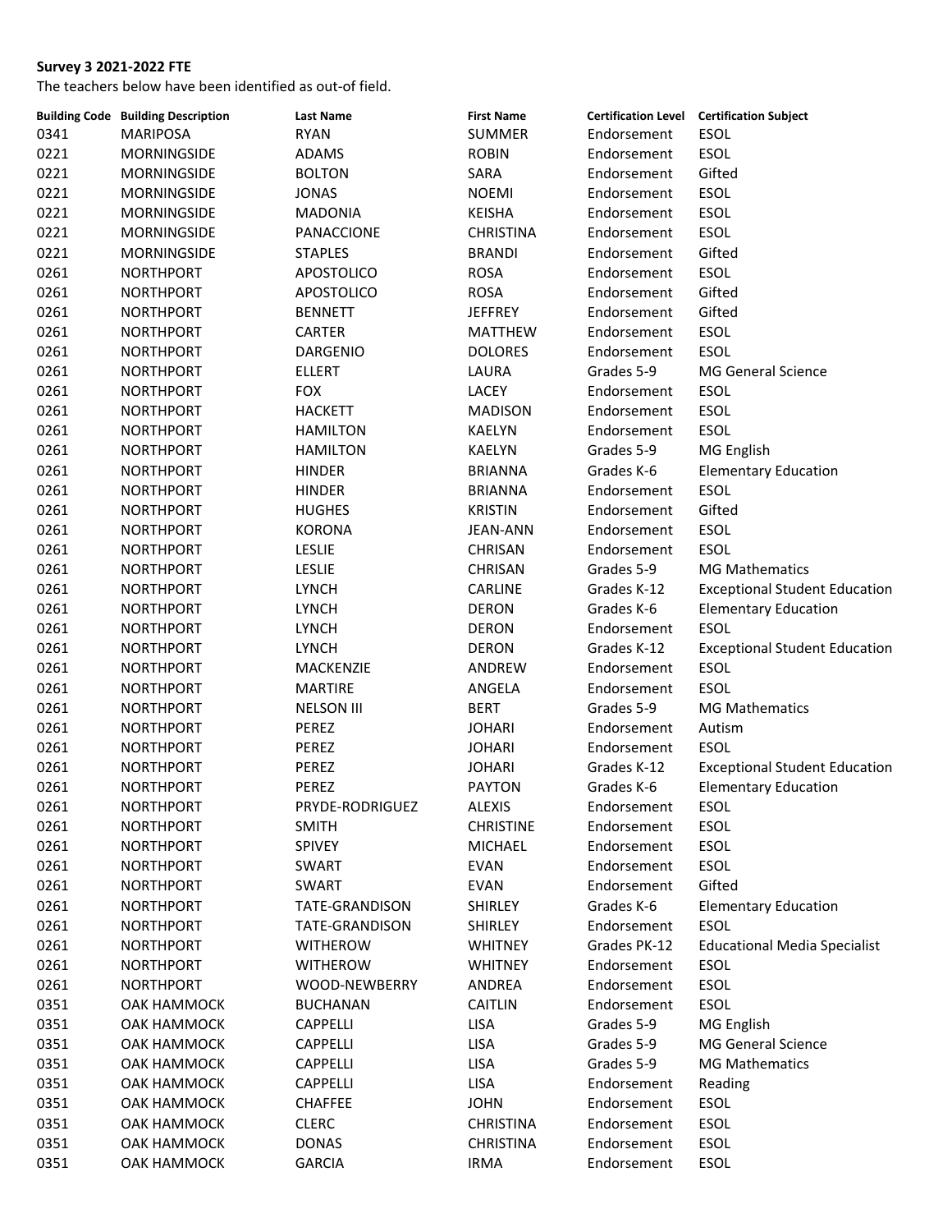**Survey 3 2021-2022 FTE**

The teachers below have been identified as out-of field.

| Building Code | Building Description | Last Name | First Name | Certification Level | Certification Subject |
|---|---|---|---|---|---|
| 0341 | MARIPOSA | RYAN | SUMMER | Endorsement | ESOL |
| 0221 | MORNINGSIDE | ADAMS | ROBIN | Endorsement | ESOL |
| 0221 | MORNINGSIDE | BOLTON | SARA | Endorsement | Gifted |
| 0221 | MORNINGSIDE | JONAS | NOEMI | Endorsement | ESOL |
| 0221 | MORNINGSIDE | MADONIA | KEISHA | Endorsement | ESOL |
| 0221 | MORNINGSIDE | PANACCIONE | CHRISTINA | Endorsement | ESOL |
| 0221 | MORNINGSIDE | STAPLES | BRANDI | Endorsement | Gifted |
| 0261 | NORTHPORT | APOSTOLICO | ROSA | Endorsement | ESOL |
| 0261 | NORTHPORT | APOSTOLICO | ROSA | Endorsement | Gifted |
| 0261 | NORTHPORT | BENNETT | JEFFREY | Endorsement | Gifted |
| 0261 | NORTHPORT | CARTER | MATTHEW | Endorsement | ESOL |
| 0261 | NORTHPORT | DARGENIO | DOLORES | Endorsement | ESOL |
| 0261 | NORTHPORT | ELLERT | LAURA | Grades 5-9 | MG General Science |
| 0261 | NORTHPORT | FOX | LACEY | Endorsement | ESOL |
| 0261 | NORTHPORT | HACKETT | MADISON | Endorsement | ESOL |
| 0261 | NORTHPORT | HAMILTON | KAELYN | Endorsement | ESOL |
| 0261 | NORTHPORT | HAMILTON | KAELYN | Grades 5-9 | MG English |
| 0261 | NORTHPORT | HINDER | BRIANNA | Grades K-6 | Elementary Education |
| 0261 | NORTHPORT | HINDER | BRIANNA | Endorsement | ESOL |
| 0261 | NORTHPORT | HUGHES | KRISTIN | Endorsement | Gifted |
| 0261 | NORTHPORT | KORONA | JEAN-ANN | Endorsement | ESOL |
| 0261 | NORTHPORT | LESLIE | CHRISAN | Endorsement | ESOL |
| 0261 | NORTHPORT | LESLIE | CHRISAN | Grades 5-9 | MG Mathematics |
| 0261 | NORTHPORT | LYNCH | CARLINE | Grades K-12 | Exceptional Student Education |
| 0261 | NORTHPORT | LYNCH | DERON | Grades K-6 | Elementary Education |
| 0261 | NORTHPORT | LYNCH | DERON | Endorsement | ESOL |
| 0261 | NORTHPORT | LYNCH | DERON | Grades K-12 | Exceptional Student Education |
| 0261 | NORTHPORT | MACKENZIE | ANDREW | Endorsement | ESOL |
| 0261 | NORTHPORT | MARTIRE | ANGELA | Endorsement | ESOL |
| 0261 | NORTHPORT | NELSON III | BERT | Grades 5-9 | MG Mathematics |
| 0261 | NORTHPORT | PEREZ | JOHARI | Endorsement | Autism |
| 0261 | NORTHPORT | PEREZ | JOHARI | Endorsement | ESOL |
| 0261 | NORTHPORT | PEREZ | JOHARI | Grades K-12 | Exceptional Student Education |
| 0261 | NORTHPORT | PEREZ | PAYTON | Grades K-6 | Elementary Education |
| 0261 | NORTHPORT | PRYDE-RODRIGUEZ | ALEXIS | Endorsement | ESOL |
| 0261 | NORTHPORT | SMITH | CHRISTINE | Endorsement | ESOL |
| 0261 | NORTHPORT | SPIVEY | MICHAEL | Endorsement | ESOL |
| 0261 | NORTHPORT | SWART | EVAN | Endorsement | ESOL |
| 0261 | NORTHPORT | SWART | EVAN | Endorsement | Gifted |
| 0261 | NORTHPORT | TATE-GRANDISON | SHIRLEY | Grades K-6 | Elementary Education |
| 0261 | NORTHPORT | TATE-GRANDISON | SHIRLEY | Endorsement | ESOL |
| 0261 | NORTHPORT | WITHEROW | WHITNEY | Grades PK-12 | Educational Media Specialist |
| 0261 | NORTHPORT | WITHEROW | WHITNEY | Endorsement | ESOL |
| 0261 | NORTHPORT | WOOD-NEWBERRY | ANDREA | Endorsement | ESOL |
| 0351 | OAK HAMMOCK | BUCHANAN | CAITLIN | Endorsement | ESOL |
| 0351 | OAK HAMMOCK | CAPPELLI | LISA | Grades 5-9 | MG English |
| 0351 | OAK HAMMOCK | CAPPELLI | LISA | Grades 5-9 | MG General Science |
| 0351 | OAK HAMMOCK | CAPPELLI | LISA | Grades 5-9 | MG Mathematics |
| 0351 | OAK HAMMOCK | CAPPELLI | LISA | Endorsement | Reading |
| 0351 | OAK HAMMOCK | CHAFFEE | JOHN | Endorsement | ESOL |
| 0351 | OAK HAMMOCK | CLERC | CHRISTINA | Endorsement | ESOL |
| 0351 | OAK HAMMOCK | DONAS | CHRISTINA | Endorsement | ESOL |
| 0351 | OAK HAMMOCK | GARCIA | IRMA | Endorsement | ESOL |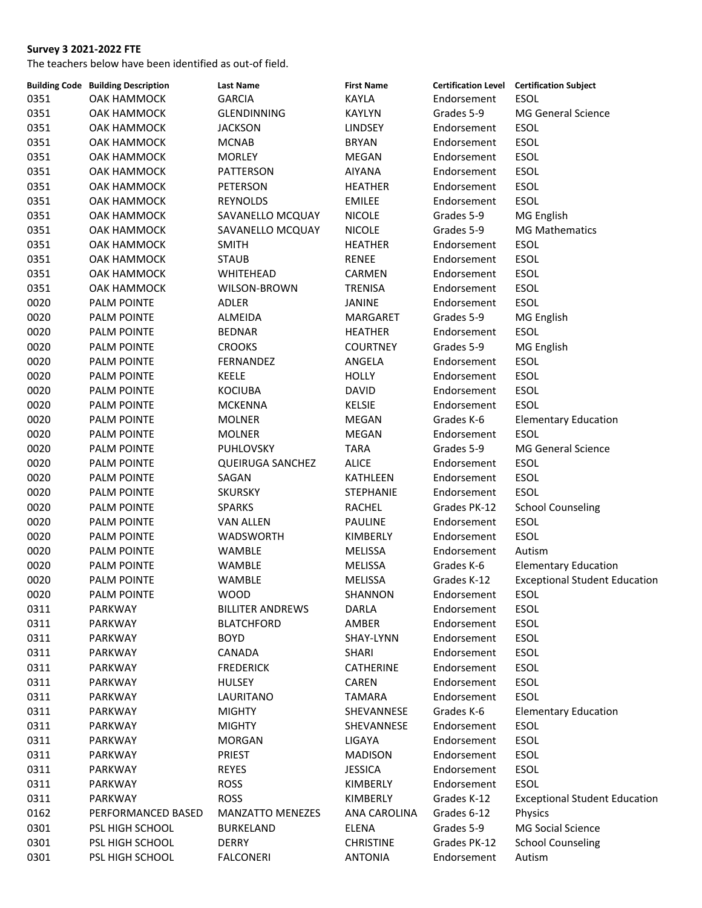**Survey 3 2021-2022 FTE**

The teachers below have been identified as out-of field.

| Building Code | Building Description | Last Name | First Name | Certification Level | Certification Subject |
|---|---|---|---|---|---|
| 0351 | OAK HAMMOCK | GARCIA | KAYLA | Endorsement | ESOL |
| 0351 | OAK HAMMOCK | GLENDINNING | KAYLYN | Grades 5-9 | MG General Science |
| 0351 | OAK HAMMOCK | JACKSON | LINDSEY | Endorsement | ESOL |
| 0351 | OAK HAMMOCK | MCNAB | BRYAN | Endorsement | ESOL |
| 0351 | OAK HAMMOCK | MORLEY | MEGAN | Endorsement | ESOL |
| 0351 | OAK HAMMOCK | PATTERSON | AIYANA | Endorsement | ESOL |
| 0351 | OAK HAMMOCK | PETERSON | HEATHER | Endorsement | ESOL |
| 0351 | OAK HAMMOCK | REYNOLDS | EMILEE | Endorsement | ESOL |
| 0351 | OAK HAMMOCK | SAVANELLO MCQUAY | NICOLE | Grades 5-9 | MG English |
| 0351 | OAK HAMMOCK | SAVANELLO MCQUAY | NICOLE | Grades 5-9 | MG Mathematics |
| 0351 | OAK HAMMOCK | SMITH | HEATHER | Endorsement | ESOL |
| 0351 | OAK HAMMOCK | STAUB | RENEE | Endorsement | ESOL |
| 0351 | OAK HAMMOCK | WHITEHEAD | CARMEN | Endorsement | ESOL |
| 0351 | OAK HAMMOCK | WILSON-BROWN | TRENISA | Endorsement | ESOL |
| 0020 | PALM POINTE | ADLER | JANINE | Endorsement | ESOL |
| 0020 | PALM POINTE | ALMEIDA | MARGARET | Grades 5-9 | MG English |
| 0020 | PALM POINTE | BEDNAR | HEATHER | Endorsement | ESOL |
| 0020 | PALM POINTE | CROOKS | COURTNEY | Grades 5-9 | MG English |
| 0020 | PALM POINTE | FERNANDEZ | ANGELA | Endorsement | ESOL |
| 0020 | PALM POINTE | KEELE | HOLLY | Endorsement | ESOL |
| 0020 | PALM POINTE | KOCIUBA | DAVID | Endorsement | ESOL |
| 0020 | PALM POINTE | MCKENNA | KELSIE | Endorsement | ESOL |
| 0020 | PALM POINTE | MOLNER | MEGAN | Grades K-6 | Elementary Education |
| 0020 | PALM POINTE | MOLNER | MEGAN | Endorsement | ESOL |
| 0020 | PALM POINTE | PUHLOVSKY | TARA | Grades 5-9 | MG General Science |
| 0020 | PALM POINTE | QUEIRUGA SANCHEZ | ALICE | Endorsement | ESOL |
| 0020 | PALM POINTE | SAGAN | KATHLEEN | Endorsement | ESOL |
| 0020 | PALM POINTE | SKURSKY | STEPHANIE | Endorsement | ESOL |
| 0020 | PALM POINTE | SPARKS | RACHEL | Grades PK-12 | School Counseling |
| 0020 | PALM POINTE | VAN ALLEN | PAULINE | Endorsement | ESOL |
| 0020 | PALM POINTE | WADSWORTH | KIMBERLY | Endorsement | ESOL |
| 0020 | PALM POINTE | WAMBLE | MELISSA | Endorsement | Autism |
| 0020 | PALM POINTE | WAMBLE | MELISSA | Grades K-6 | Elementary Education |
| 0020 | PALM POINTE | WAMBLE | MELISSA | Grades K-12 | Exceptional Student Education |
| 0020 | PALM POINTE | WOOD | SHANNON | Endorsement | ESOL |
| 0311 | PARKWAY | BILLITER ANDREWS | DARLA | Endorsement | ESOL |
| 0311 | PARKWAY | BLATCHFORD | AMBER | Endorsement | ESOL |
| 0311 | PARKWAY | BOYD | SHAY-LYNN | Endorsement | ESOL |
| 0311 | PARKWAY | CANADA | SHARI | Endorsement | ESOL |
| 0311 | PARKWAY | FREDERICK | CATHERINE | Endorsement | ESOL |
| 0311 | PARKWAY | HULSEY | CAREN | Endorsement | ESOL |
| 0311 | PARKWAY | LAURITANO | TAMARA | Endorsement | ESOL |
| 0311 | PARKWAY | MIGHTY | SHEVANNESE | Grades K-6 | Elementary Education |
| 0311 | PARKWAY | MIGHTY | SHEVANNESE | Endorsement | ESOL |
| 0311 | PARKWAY | MORGAN | LIGAYA | Endorsement | ESOL |
| 0311 | PARKWAY | PRIEST | MADISON | Endorsement | ESOL |
| 0311 | PARKWAY | REYES | JESSICA | Endorsement | ESOL |
| 0311 | PARKWAY | ROSS | KIMBERLY | Endorsement | ESOL |
| 0311 | PARKWAY | ROSS | KIMBERLY | Grades K-12 | Exceptional Student Education |
| 0162 | PERFORMANCED BASED | MANZATTO MENEZES | ANA CAROLINA | Grades 6-12 | Physics |
| 0301 | PSL HIGH SCHOOL | BURKELAND | ELENA | Grades 5-9 | MG Social Science |
| 0301 | PSL HIGH SCHOOL | DERRY | CHRISTINE | Grades PK-12 | School Counseling |
| 0301 | PSL HIGH SCHOOL | FALCONERI | ANTONIA | Endorsement | Autism |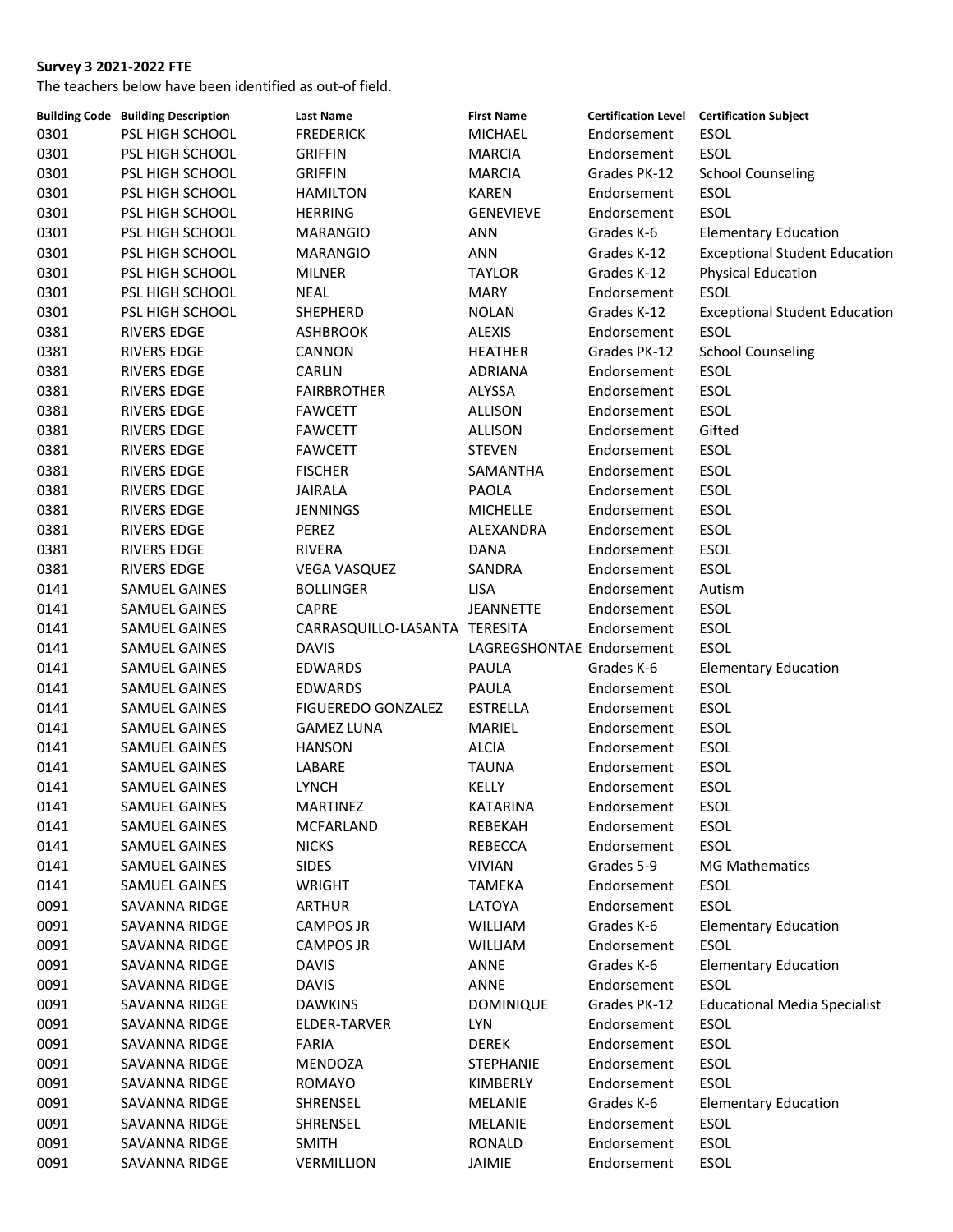**Survey 3 2021-2022 FTE**

The teachers below have been identified as out-of field.

| Building Code | Building Description | Last Name | First Name | Certification Level | Certification Subject |
|---|---|---|---|---|---|
| 0301 | PSL HIGH SCHOOL | FREDERICK | MICHAEL | Endorsement | ESOL |
| 0301 | PSL HIGH SCHOOL | GRIFFIN | MARCIA | Endorsement | ESOL |
| 0301 | PSL HIGH SCHOOL | GRIFFIN | MARCIA | Grades PK-12 | School Counseling |
| 0301 | PSL HIGH SCHOOL | HAMILTON | KAREN | Endorsement | ESOL |
| 0301 | PSL HIGH SCHOOL | HERRING | GENEVIEVE | Endorsement | ESOL |
| 0301 | PSL HIGH SCHOOL | MARANGIO | ANN | Grades K-6 | Elementary Education |
| 0301 | PSL HIGH SCHOOL | MARANGIO | ANN | Grades K-12 | Exceptional Student Education |
| 0301 | PSL HIGH SCHOOL | MILNER | TAYLOR | Grades K-12 | Physical Education |
| 0301 | PSL HIGH SCHOOL | NEAL | MARY | Endorsement | ESOL |
| 0301 | PSL HIGH SCHOOL | SHEPHERD | NOLAN | Grades K-12 | Exceptional Student Education |
| 0381 | RIVERS EDGE | ASHBROOK | ALEXIS | Endorsement | ESOL |
| 0381 | RIVERS EDGE | CANNON | HEATHER | Grades PK-12 | School Counseling |
| 0381 | RIVERS EDGE | CARLIN | ADRIANA | Endorsement | ESOL |
| 0381 | RIVERS EDGE | FAIRBROTHER | ALYSSA | Endorsement | ESOL |
| 0381 | RIVERS EDGE | FAWCETT | ALLISON | Endorsement | ESOL |
| 0381 | RIVERS EDGE | FAWCETT | ALLISON | Endorsement | Gifted |
| 0381 | RIVERS EDGE | FAWCETT | STEVEN | Endorsement | ESOL |
| 0381 | RIVERS EDGE | FISCHER | SAMANTHA | Endorsement | ESOL |
| 0381 | RIVERS EDGE | JAIRALA | PAOLA | Endorsement | ESOL |
| 0381 | RIVERS EDGE | JENNINGS | MICHELLE | Endorsement | ESOL |
| 0381 | RIVERS EDGE | PEREZ | ALEXANDRA | Endorsement | ESOL |
| 0381 | RIVERS EDGE | RIVERA | DANA | Endorsement | ESOL |
| 0381 | RIVERS EDGE | VEGA VASQUEZ | SANDRA | Endorsement | ESOL |
| 0141 | SAMUEL GAINES | BOLLINGER | LISA | Endorsement | Autism |
| 0141 | SAMUEL GAINES | CAPRE | JEANNETTE | Endorsement | ESOL |
| 0141 | SAMUEL GAINES | CARRASQUILLO-LASANTA | TERESITA | Endorsement | ESOL |
| 0141 | SAMUEL GAINES | DAVIS | LAGREGSHONTAE | Endorsement | ESOL |
| 0141 | SAMUEL GAINES | EDWARDS | PAULA | Grades K-6 | Elementary Education |
| 0141 | SAMUEL GAINES | EDWARDS | PAULA | Endorsement | ESOL |
| 0141 | SAMUEL GAINES | FIGUEREDO GONZALEZ | ESTRELLA | Endorsement | ESOL |
| 0141 | SAMUEL GAINES | GAMEZ LUNA | MARIEL | Endorsement | ESOL |
| 0141 | SAMUEL GAINES | HANSON | ALCIA | Endorsement | ESOL |
| 0141 | SAMUEL GAINES | LABARE | TAUNA | Endorsement | ESOL |
| 0141 | SAMUEL GAINES | LYNCH | KELLY | Endorsement | ESOL |
| 0141 | SAMUEL GAINES | MARTINEZ | KATARINA | Endorsement | ESOL |
| 0141 | SAMUEL GAINES | MCFARLAND | REBEKAH | Endorsement | ESOL |
| 0141 | SAMUEL GAINES | NICKS | REBECCA | Endorsement | ESOL |
| 0141 | SAMUEL GAINES | SIDES | VIVIAN | Grades 5-9 | MG Mathematics |
| 0141 | SAMUEL GAINES | WRIGHT | TAMEKA | Endorsement | ESOL |
| 0091 | SAVANNA RIDGE | ARTHUR | LATOYA | Endorsement | ESOL |
| 0091 | SAVANNA RIDGE | CAMPOS JR | WILLIAM | Grades K-6 | Elementary Education |
| 0091 | SAVANNA RIDGE | CAMPOS JR | WILLIAM | Endorsement | ESOL |
| 0091 | SAVANNA RIDGE | DAVIS | ANNE | Grades K-6 | Elementary Education |
| 0091 | SAVANNA RIDGE | DAVIS | ANNE | Endorsement | ESOL |
| 0091 | SAVANNA RIDGE | DAWKINS | DOMINIQUE | Grades PK-12 | Educational Media Specialist |
| 0091 | SAVANNA RIDGE | ELDER-TARVER | LYN | Endorsement | ESOL |
| 0091 | SAVANNA RIDGE | FARIA | DEREK | Endorsement | ESOL |
| 0091 | SAVANNA RIDGE | MENDOZA | STEPHANIE | Endorsement | ESOL |
| 0091 | SAVANNA RIDGE | ROMAYO | KIMBERLY | Endorsement | ESOL |
| 0091 | SAVANNA RIDGE | SHRENSEL | MELANIE | Grades K-6 | Elementary Education |
| 0091 | SAVANNA RIDGE | SHRENSEL | MELANIE | Endorsement | ESOL |
| 0091 | SAVANNA RIDGE | SMITH | RONALD | Endorsement | ESOL |
| 0091 | SAVANNA RIDGE | VERMILLION | JAIMIE | Endorsement | ESOL |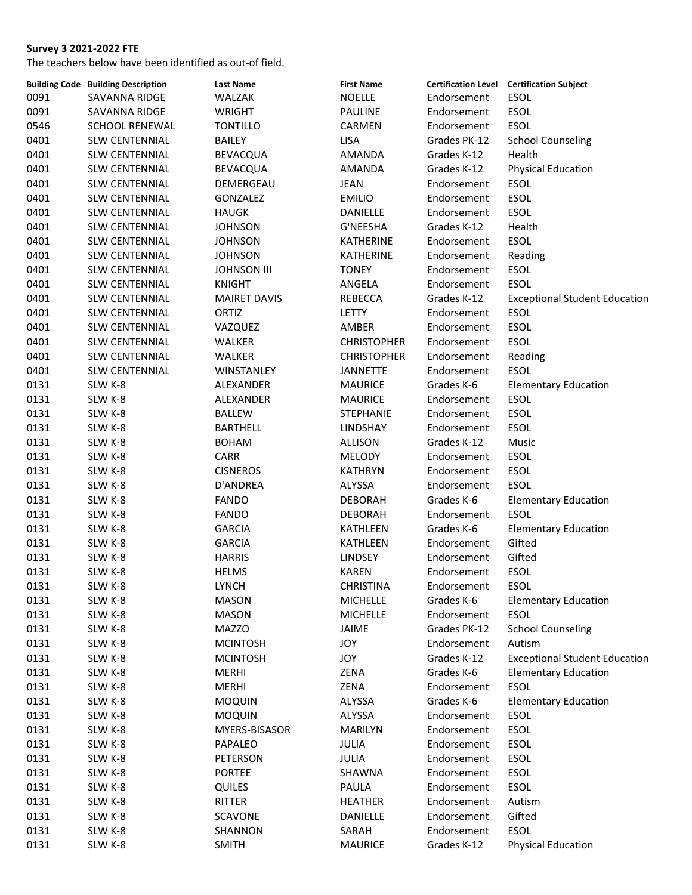**Survey 3 2021-2022 FTE**

The teachers below have been identified as out-of field.

| Building Code | Building Description | Last Name | First Name | Certification Level | Certification Subject |
|---|---|---|---|---|---|
| 0091 | SAVANNA RIDGE | WALZAK | NOELLE | Endorsement | ESOL |
| 0091 | SAVANNA RIDGE | WRIGHT | PAULINE | Endorsement | ESOL |
| 0546 | SCHOOL RENEWAL | TONTILLO | CARMEN | Endorsement | ESOL |
| 0401 | SLW CENTENNIAL | BAILEY | LISA | Grades PK-12 | School Counseling |
| 0401 | SLW CENTENNIAL | BEVACQUA | AMANDA | Grades K-12 | Health |
| 0401 | SLW CENTENNIAL | BEVACQUA | AMANDA | Grades K-12 | Physical Education |
| 0401 | SLW CENTENNIAL | DEMERGEAU | JEAN | Endorsement | ESOL |
| 0401 | SLW CENTENNIAL | GONZALEZ | EMILIO | Endorsement | ESOL |
| 0401 | SLW CENTENNIAL | HAUGK | DANIELLE | Endorsement | ESOL |
| 0401 | SLW CENTENNIAL | JOHNSON | G'NEESHA | Grades K-12 | Health |
| 0401 | SLW CENTENNIAL | JOHNSON | KATHERINE | Endorsement | ESOL |
| 0401 | SLW CENTENNIAL | JOHNSON | KATHERINE | Endorsement | Reading |
| 0401 | SLW CENTENNIAL | JOHNSON III | TONEY | Endorsement | ESOL |
| 0401 | SLW CENTENNIAL | KNIGHT | ANGELA | Endorsement | ESOL |
| 0401 | SLW CENTENNIAL | MAIRET DAVIS | REBECCA | Grades K-12 | Exceptional Student Education |
| 0401 | SLW CENTENNIAL | ORTIZ | LETTY | Endorsement | ESOL |
| 0401 | SLW CENTENNIAL | VAZQUEZ | AMBER | Endorsement | ESOL |
| 0401 | SLW CENTENNIAL | WALKER | CHRISTOPHER | Endorsement | ESOL |
| 0401 | SLW CENTENNIAL | WALKER | CHRISTOPHER | Endorsement | Reading |
| 0401 | SLW CENTENNIAL | WINSTANLEY | JANNETTE | Endorsement | ESOL |
| 0131 | SLW K-8 | ALEXANDER | MAURICE | Grades K-6 | Elementary Education |
| 0131 | SLW K-8 | ALEXANDER | MAURICE | Endorsement | ESOL |
| 0131 | SLW K-8 | BALLEW | STEPHANIE | Endorsement | ESOL |
| 0131 | SLW K-8 | BARTHELL | LINDSHAY | Endorsement | ESOL |
| 0131 | SLW K-8 | BOHAM | ALLISON | Grades K-12 | Music |
| 0131 | SLW K-8 | CARR | MELODY | Endorsement | ESOL |
| 0131 | SLW K-8 | CISNEROS | KATHRYN | Endorsement | ESOL |
| 0131 | SLW K-8 | D'ANDREA | ALYSSA | Endorsement | ESOL |
| 0131 | SLW K-8 | FANDO | DEBORAH | Grades K-6 | Elementary Education |
| 0131 | SLW K-8 | FANDO | DEBORAH | Endorsement | ESOL |
| 0131 | SLW K-8 | GARCIA | KATHLEEN | Grades K-6 | Elementary Education |
| 0131 | SLW K-8 | GARCIA | KATHLEEN | Endorsement | Gifted |
| 0131 | SLW K-8 | HARRIS | LINDSEY | Endorsement | Gifted |
| 0131 | SLW K-8 | HELMS | KAREN | Endorsement | ESOL |
| 0131 | SLW K-8 | LYNCH | CHRISTINA | Endorsement | ESOL |
| 0131 | SLW K-8 | MASON | MICHELLE | Grades K-6 | Elementary Education |
| 0131 | SLW K-8 | MASON | MICHELLE | Endorsement | ESOL |
| 0131 | SLW K-8 | MAZZO | JAIME | Grades PK-12 | School Counseling |
| 0131 | SLW K-8 | MCINTOSH | JOY | Endorsement | Autism |
| 0131 | SLW K-8 | MCINTOSH | JOY | Grades K-12 | Exceptional Student Education |
| 0131 | SLW K-8 | MERHI | ZENA | Grades K-6 | Elementary Education |
| 0131 | SLW K-8 | MERHI | ZENA | Endorsement | ESOL |
| 0131 | SLW K-8 | MOQUIN | ALYSSA | Grades K-6 | Elementary Education |
| 0131 | SLW K-8 | MOQUIN | ALYSSA | Endorsement | ESOL |
| 0131 | SLW K-8 | MYERS-BISASOR | MARILYN | Endorsement | ESOL |
| 0131 | SLW K-8 | PAPALEO | JULIA | Endorsement | ESOL |
| 0131 | SLW K-8 | PETERSON | JULIA | Endorsement | ESOL |
| 0131 | SLW K-8 | PORTEE | SHAWNA | Endorsement | ESOL |
| 0131 | SLW K-8 | QUILES | PAULA | Endorsement | ESOL |
| 0131 | SLW K-8 | RITTER | HEATHER | Endorsement | Autism |
| 0131 | SLW K-8 | SCAVONE | DANIELLE | Endorsement | Gifted |
| 0131 | SLW K-8 | SHANNON | SARAH | Endorsement | ESOL |
| 0131 | SLW K-8 | SMITH | MAURICE | Grades K-12 | Physical Education |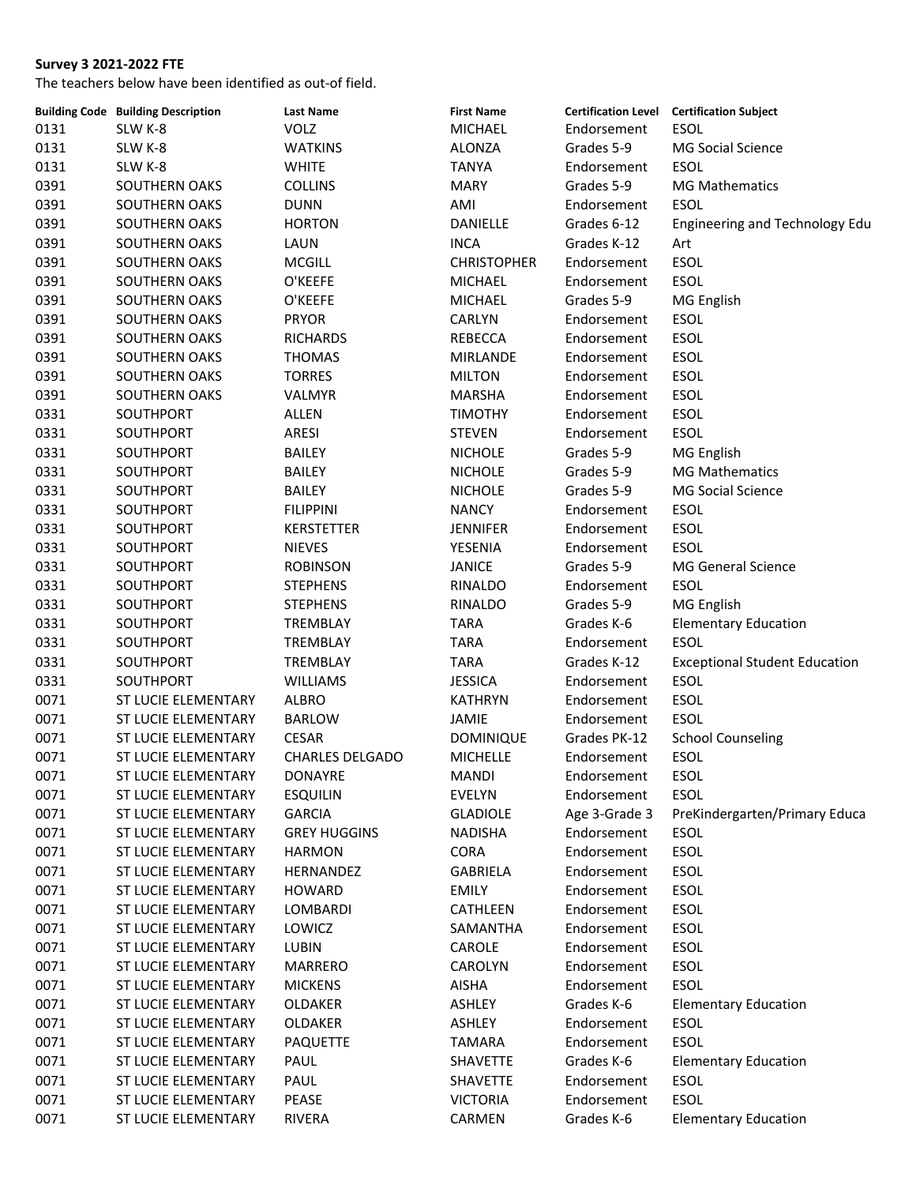**Survey 3 2021-2022 FTE**

The teachers below have been identified as out-of field.

| Building Code | Building Description | Last Name | First Name | Certification Level | Certification Subject |
|---|---|---|---|---|---|
| 0131 | SLW K-8 | VOLZ | MICHAEL | Endorsement | ESOL |
| 0131 | SLW K-8 | WATKINS | ALONZA | Grades 5-9 | MG Social Science |
| 0131 | SLW K-8 | WHITE | TANYA | Endorsement | ESOL |
| 0391 | SOUTHERN OAKS | COLLINS | MARY | Grades 5-9 | MG Mathematics |
| 0391 | SOUTHERN OAKS | DUNN | AMI | Endorsement | ESOL |
| 0391 | SOUTHERN OAKS | HORTON | DANIELLE | Grades 6-12 | Engineering and Technology Edu |
| 0391 | SOUTHERN OAKS | LAUN | INCA | Grades K-12 | Art |
| 0391 | SOUTHERN OAKS | MCGILL | CHRISTOPHER | Endorsement | ESOL |
| 0391 | SOUTHERN OAKS | O'KEEFE | MICHAEL | Endorsement | ESOL |
| 0391 | SOUTHERN OAKS | O'KEEFE | MICHAEL | Grades 5-9 | MG English |
| 0391 | SOUTHERN OAKS | PRYOR | CARLYN | Endorsement | ESOL |
| 0391 | SOUTHERN OAKS | RICHARDS | REBECCA | Endorsement | ESOL |
| 0391 | SOUTHERN OAKS | THOMAS | MIRLANDE | Endorsement | ESOL |
| 0391 | SOUTHERN OAKS | TORRES | MILTON | Endorsement | ESOL |
| 0391 | SOUTHERN OAKS | VALMYR | MARSHA | Endorsement | ESOL |
| 0331 | SOUTHPORT | ALLEN | TIMOTHY | Endorsement | ESOL |
| 0331 | SOUTHPORT | ARESI | STEVEN | Endorsement | ESOL |
| 0331 | SOUTHPORT | BAILEY | NICHOLE | Grades 5-9 | MG English |
| 0331 | SOUTHPORT | BAILEY | NICHOLE | Grades 5-9 | MG Mathematics |
| 0331 | SOUTHPORT | BAILEY | NICHOLE | Grades 5-9 | MG Social Science |
| 0331 | SOUTHPORT | FILIPPINI | NANCY | Endorsement | ESOL |
| 0331 | SOUTHPORT | KERSTETTER | JENNIFER | Endorsement | ESOL |
| 0331 | SOUTHPORT | NIEVES | YESENIA | Endorsement | ESOL |
| 0331 | SOUTHPORT | ROBINSON | JANICE | Grades 5-9 | MG General Science |
| 0331 | SOUTHPORT | STEPHENS | RINALDO | Endorsement | ESOL |
| 0331 | SOUTHPORT | STEPHENS | RINALDO | Grades 5-9 | MG English |
| 0331 | SOUTHPORT | TREMBLAY | TARA | Grades K-6 | Elementary Education |
| 0331 | SOUTHPORT | TREMBLAY | TARA | Endorsement | ESOL |
| 0331 | SOUTHPORT | TREMBLAY | TARA | Grades K-12 | Exceptional Student Education |
| 0331 | SOUTHPORT | WILLIAMS | JESSICA | Endorsement | ESOL |
| 0071 | ST LUCIE ELEMENTARY | ALBRO | KATHRYN | Endorsement | ESOL |
| 0071 | ST LUCIE ELEMENTARY | BARLOW | JAMIE | Endorsement | ESOL |
| 0071 | ST LUCIE ELEMENTARY | CESAR | DOMINIQUE | Grades PK-12 | School Counseling |
| 0071 | ST LUCIE ELEMENTARY | CHARLES DELGADO | MICHELLE | Endorsement | ESOL |
| 0071 | ST LUCIE ELEMENTARY | DONAYRE | MANDI | Endorsement | ESOL |
| 0071 | ST LUCIE ELEMENTARY | ESQUILIN | EVELYN | Endorsement | ESOL |
| 0071 | ST LUCIE ELEMENTARY | GARCIA | GLADIOLE | Age 3-Grade 3 | PreKindergarten/Primary Educa |
| 0071 | ST LUCIE ELEMENTARY | GREY HUGGINS | NADISHA | Endorsement | ESOL |
| 0071 | ST LUCIE ELEMENTARY | HARMON | CORA | Endorsement | ESOL |
| 0071 | ST LUCIE ELEMENTARY | HERNANDEZ | GABRIELA | Endorsement | ESOL |
| 0071 | ST LUCIE ELEMENTARY | HOWARD | EMILY | Endorsement | ESOL |
| 0071 | ST LUCIE ELEMENTARY | LOMBARDI | CATHLEEN | Endorsement | ESOL |
| 0071 | ST LUCIE ELEMENTARY | LOWICZ | SAMANTHA | Endorsement | ESOL |
| 0071 | ST LUCIE ELEMENTARY | LUBIN | CAROLE | Endorsement | ESOL |
| 0071 | ST LUCIE ELEMENTARY | MARRERO | CAROLYN | Endorsement | ESOL |
| 0071 | ST LUCIE ELEMENTARY | MICKENS | AISHA | Endorsement | ESOL |
| 0071 | ST LUCIE ELEMENTARY | OLDAKER | ASHLEY | Grades K-6 | Elementary Education |
| 0071 | ST LUCIE ELEMENTARY | OLDAKER | ASHLEY | Endorsement | ESOL |
| 0071 | ST LUCIE ELEMENTARY | PAQUETTE | TAMARA | Endorsement | ESOL |
| 0071 | ST LUCIE ELEMENTARY | PAUL | SHAVETTE | Grades K-6 | Elementary Education |
| 0071 | ST LUCIE ELEMENTARY | PAUL | SHAVETTE | Endorsement | ESOL |
| 0071 | ST LUCIE ELEMENTARY | PEASE | VICTORIA | Endorsement | ESOL |
| 0071 | ST LUCIE ELEMENTARY | RIVERA | CARMEN | Grades K-6 | Elementary Education |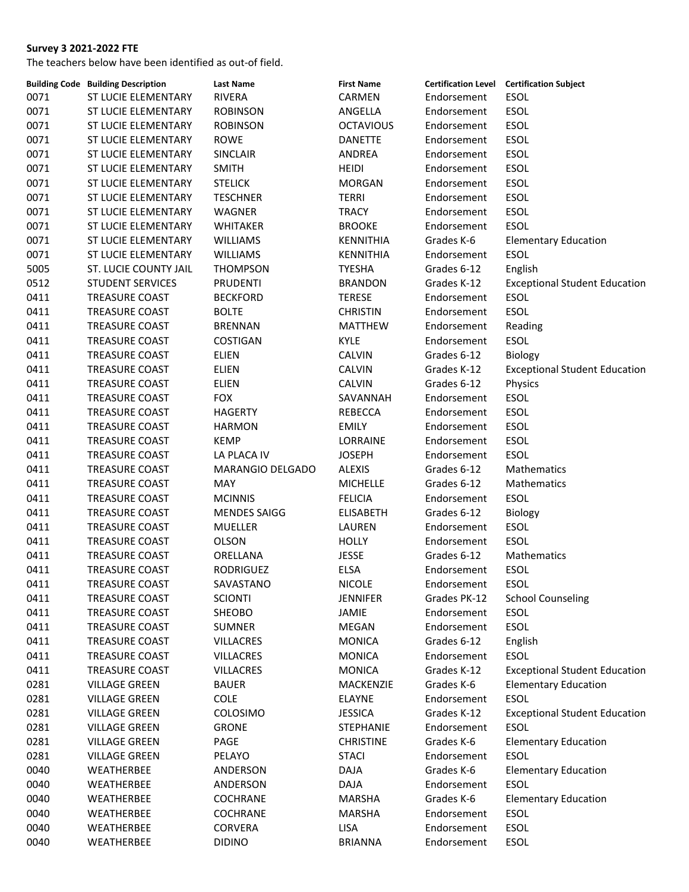**Survey 3 2021-2022 FTE**

The teachers below have been identified as out-of field.

| Building Code | Building Description | Last Name | First Name | Certification Level | Certification Subject |
|---|---|---|---|---|---|
| 0071 | ST LUCIE ELEMENTARY | RIVERA | CARMEN | Endorsement | ESOL |
| 0071 | ST LUCIE ELEMENTARY | ROBINSON | ANGELLA | Endorsement | ESOL |
| 0071 | ST LUCIE ELEMENTARY | ROBINSON | OCTAVIOUS | Endorsement | ESOL |
| 0071 | ST LUCIE ELEMENTARY | ROWE | DANETTE | Endorsement | ESOL |
| 0071 | ST LUCIE ELEMENTARY | SINCLAIR | ANDREA | Endorsement | ESOL |
| 0071 | ST LUCIE ELEMENTARY | SMITH | HEIDI | Endorsement | ESOL |
| 0071 | ST LUCIE ELEMENTARY | STELICK | MORGAN | Endorsement | ESOL |
| 0071 | ST LUCIE ELEMENTARY | TESCHNER | TERRI | Endorsement | ESOL |
| 0071 | ST LUCIE ELEMENTARY | WAGNER | TRACY | Endorsement | ESOL |
| 0071 | ST LUCIE ELEMENTARY | WHITAKER | BROOKE | Endorsement | ESOL |
| 0071 | ST LUCIE ELEMENTARY | WILLIAMS | KENNITHIA | Grades K-6 | Elementary Education |
| 0071 | ST LUCIE ELEMENTARY | WILLIAMS | KENNITHIA | Endorsement | ESOL |
| 5005 | ST. LUCIE COUNTY JAIL | THOMPSON | TYESHA | Grades 6-12 | English |
| 0512 | STUDENT SERVICES | PRUDENTI | BRANDON | Grades K-12 | Exceptional Student Education |
| 0411 | TREASURE COAST | BECKFORD | TERESE | Endorsement | ESOL |
| 0411 | TREASURE COAST | BOLTE | CHRISTIN | Endorsement | ESOL |
| 0411 | TREASURE COAST | BRENNAN | MATTHEW | Endorsement | Reading |
| 0411 | TREASURE COAST | COSTIGAN | KYLE | Endorsement | ESOL |
| 0411 | TREASURE COAST | ELIEN | CALVIN | Grades 6-12 | Biology |
| 0411 | TREASURE COAST | ELIEN | CALVIN | Grades K-12 | Exceptional Student Education |
| 0411 | TREASURE COAST | ELIEN | CALVIN | Grades 6-12 | Physics |
| 0411 | TREASURE COAST | FOX | SAVANNAH | Endorsement | ESOL |
| 0411 | TREASURE COAST | HAGERTY | REBECCA | Endorsement | ESOL |
| 0411 | TREASURE COAST | HARMON | EMILY | Endorsement | ESOL |
| 0411 | TREASURE COAST | KEMP | LORRAINE | Endorsement | ESOL |
| 0411 | TREASURE COAST | LA PLACA IV | JOSEPH | Endorsement | ESOL |
| 0411 | TREASURE COAST | MARANGIO DELGADO | ALEXIS | Grades 6-12 | Mathematics |
| 0411 | TREASURE COAST | MAY | MICHELLE | Grades 6-12 | Mathematics |
| 0411 | TREASURE COAST | MCINNIS | FELICIA | Endorsement | ESOL |
| 0411 | TREASURE COAST | MENDES SAIGG | ELISABETH | Grades 6-12 | Biology |
| 0411 | TREASURE COAST | MUELLER | LAUREN | Endorsement | ESOL |
| 0411 | TREASURE COAST | OLSON | HOLLY | Endorsement | ESOL |
| 0411 | TREASURE COAST | ORELLANA | JESSE | Grades 6-12 | Mathematics |
| 0411 | TREASURE COAST | RODRIGUEZ | ELSA | Endorsement | ESOL |
| 0411 | TREASURE COAST | SAVASTANO | NICOLE | Endorsement | ESOL |
| 0411 | TREASURE COAST | SCIONTI | JENNIFER | Grades PK-12 | School Counseling |
| 0411 | TREASURE COAST | SHEOBO | JAMIE | Endorsement | ESOL |
| 0411 | TREASURE COAST | SUMNER | MEGAN | Endorsement | ESOL |
| 0411 | TREASURE COAST | VILLACRES | MONICA | Grades 6-12 | English |
| 0411 | TREASURE COAST | VILLACRES | MONICA | Endorsement | ESOL |
| 0411 | TREASURE COAST | VILLACRES | MONICA | Grades K-12 | Exceptional Student Education |
| 0281 | VILLAGE GREEN | BAUER | MACKENZIE | Grades K-6 | Elementary Education |
| 0281 | VILLAGE GREEN | COLE | ELAYNE | Endorsement | ESOL |
| 0281 | VILLAGE GREEN | COLOSIMO | JESSICA | Grades K-12 | Exceptional Student Education |
| 0281 | VILLAGE GREEN | GRONE | STEPHANIE | Endorsement | ESOL |
| 0281 | VILLAGE GREEN | PAGE | CHRISTINE | Grades K-6 | Elementary Education |
| 0281 | VILLAGE GREEN | PELAYO | STACI | Endorsement | ESOL |
| 0040 | WEATHERBEE | ANDERSON | DAJA | Grades K-6 | Elementary Education |
| 0040 | WEATHERBEE | ANDERSON | DAJA | Endorsement | ESOL |
| 0040 | WEATHERBEE | COCHRANE | MARSHA | Grades K-6 | Elementary Education |
| 0040 | WEATHERBEE | COCHRANE | MARSHA | Endorsement | ESOL |
| 0040 | WEATHERBEE | CORVERA | LISA | Endorsement | ESOL |
| 0040 | WEATHERBEE | DIDINO | BRIANNA | Endorsement | ESOL |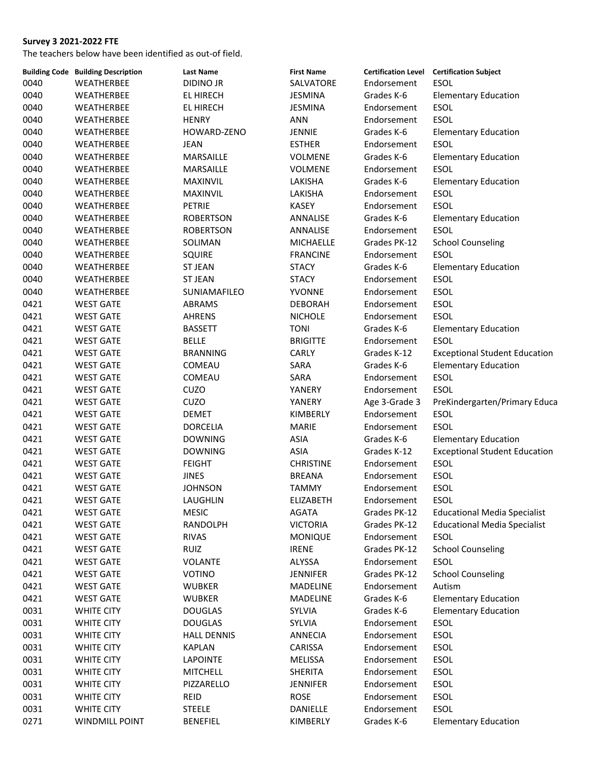**Survey 3 2021-2022 FTE**

The teachers below have been identified as out-of field.

| Building Code | Building Description | Last Name | First Name | Certification Level | Certification Subject |
|---|---|---|---|---|---|
| 0040 | WEATHERBEE | DIDINO JR | SALVATORE | Endorsement | ESOL |
| 0040 | WEATHERBEE | EL HIRECH | JESMINA | Grades K-6 | Elementary Education |
| 0040 | WEATHERBEE | EL HIRECH | JESMINA | Endorsement | ESOL |
| 0040 | WEATHERBEE | HENRY | ANN | Endorsement | ESOL |
| 0040 | WEATHERBEE | HOWARD-ZENO | JENNIE | Grades K-6 | Elementary Education |
| 0040 | WEATHERBEE | JEAN | ESTHER | Endorsement | ESOL |
| 0040 | WEATHERBEE | MARSAILLE | VOLMENE | Grades K-6 | Elementary Education |
| 0040 | WEATHERBEE | MARSAILLE | VOLMENE | Endorsement | ESOL |
| 0040 | WEATHERBEE | MAXINVIL | LAKISHA | Grades K-6 | Elementary Education |
| 0040 | WEATHERBEE | MAXINVIL | LAKISHA | Endorsement | ESOL |
| 0040 | WEATHERBEE | PETRIE | KASEY | Endorsement | ESOL |
| 0040 | WEATHERBEE | ROBERTSON | ANNALISE | Grades K-6 | Elementary Education |
| 0040 | WEATHERBEE | ROBERTSON | ANNALISE | Endorsement | ESOL |
| 0040 | WEATHERBEE | SOLIMAN | MICHAELLE | Grades PK-12 | School Counseling |
| 0040 | WEATHERBEE | SQUIRE | FRANCINE | Endorsement | ESOL |
| 0040 | WEATHERBEE | ST JEAN | STACY | Grades K-6 | Elementary Education |
| 0040 | WEATHERBEE | ST JEAN | STACY | Endorsement | ESOL |
| 0040 | WEATHERBEE | SUNIAMAFILEO | YVONNE | Endorsement | ESOL |
| 0421 | WEST GATE | ABRAMS | DEBORAH | Endorsement | ESOL |
| 0421 | WEST GATE | AHRENS | NICHOLE | Endorsement | ESOL |
| 0421 | WEST GATE | BASSETT | TONI | Grades K-6 | Elementary Education |
| 0421 | WEST GATE | BELLE | BRIGITTE | Endorsement | ESOL |
| 0421 | WEST GATE | BRANNING | CARLY | Grades K-12 | Exceptional Student Education |
| 0421 | WEST GATE | COMEAU | SARA | Grades K-6 | Elementary Education |
| 0421 | WEST GATE | COMEAU | SARA | Endorsement | ESOL |
| 0421 | WEST GATE | CUZO | YANERY | Endorsement | ESOL |
| 0421 | WEST GATE | CUZO | YANERY | Age 3-Grade 3 | PreKindergarten/Primary Educa |
| 0421 | WEST GATE | DEMET | KIMBERLY | Endorsement | ESOL |
| 0421 | WEST GATE | DORCELIA | MARIE | Endorsement | ESOL |
| 0421 | WEST GATE | DOWNING | ASIA | Grades K-6 | Elementary Education |
| 0421 | WEST GATE | DOWNING | ASIA | Grades K-12 | Exceptional Student Education |
| 0421 | WEST GATE | FEIGHT | CHRISTINE | Endorsement | ESOL |
| 0421 | WEST GATE | JINES | BREANA | Endorsement | ESOL |
| 0421 | WEST GATE | JOHNSON | TAMMY | Endorsement | ESOL |
| 0421 | WEST GATE | LAUGHLIN | ELIZABETH | Endorsement | ESOL |
| 0421 | WEST GATE | MESIC | AGATA | Grades PK-12 | Educational Media Specialist |
| 0421 | WEST GATE | RANDOLPH | VICTORIA | Grades PK-12 | Educational Media Specialist |
| 0421 | WEST GATE | RIVAS | MONIQUE | Endorsement | ESOL |
| 0421 | WEST GATE | RUIZ | IRENE | Grades PK-12 | School Counseling |
| 0421 | WEST GATE | VOLANTE | ALYSSA | Endorsement | ESOL |
| 0421 | WEST GATE | VOTINO | JENNIFER | Grades PK-12 | School Counseling |
| 0421 | WEST GATE | WUBKER | MADELINE | Endorsement | Autism |
| 0421 | WEST GATE | WUBKER | MADELINE | Grades K-6 | Elementary Education |
| 0031 | WHITE CITY | DOUGLAS | SYLVIA | Grades K-6 | Elementary Education |
| 0031 | WHITE CITY | DOUGLAS | SYLVIA | Endorsement | ESOL |
| 0031 | WHITE CITY | HALL DENNIS | ANNECIA | Endorsement | ESOL |
| 0031 | WHITE CITY | KAPLAN | CARISSA | Endorsement | ESOL |
| 0031 | WHITE CITY | LAPOINTE | MELISSA | Endorsement | ESOL |
| 0031 | WHITE CITY | MITCHELL | SHERITA | Endorsement | ESOL |
| 0031 | WHITE CITY | PIZZARELLO | JENNIFER | Endorsement | ESOL |
| 0031 | WHITE CITY | REID | ROSE | Endorsement | ESOL |
| 0031 | WHITE CITY | STEELE | DANIELLE | Endorsement | ESOL |
| 0271 | WINDMILL POINT | BENEFIEL | KIMBERLY | Grades K-6 | Elementary Education |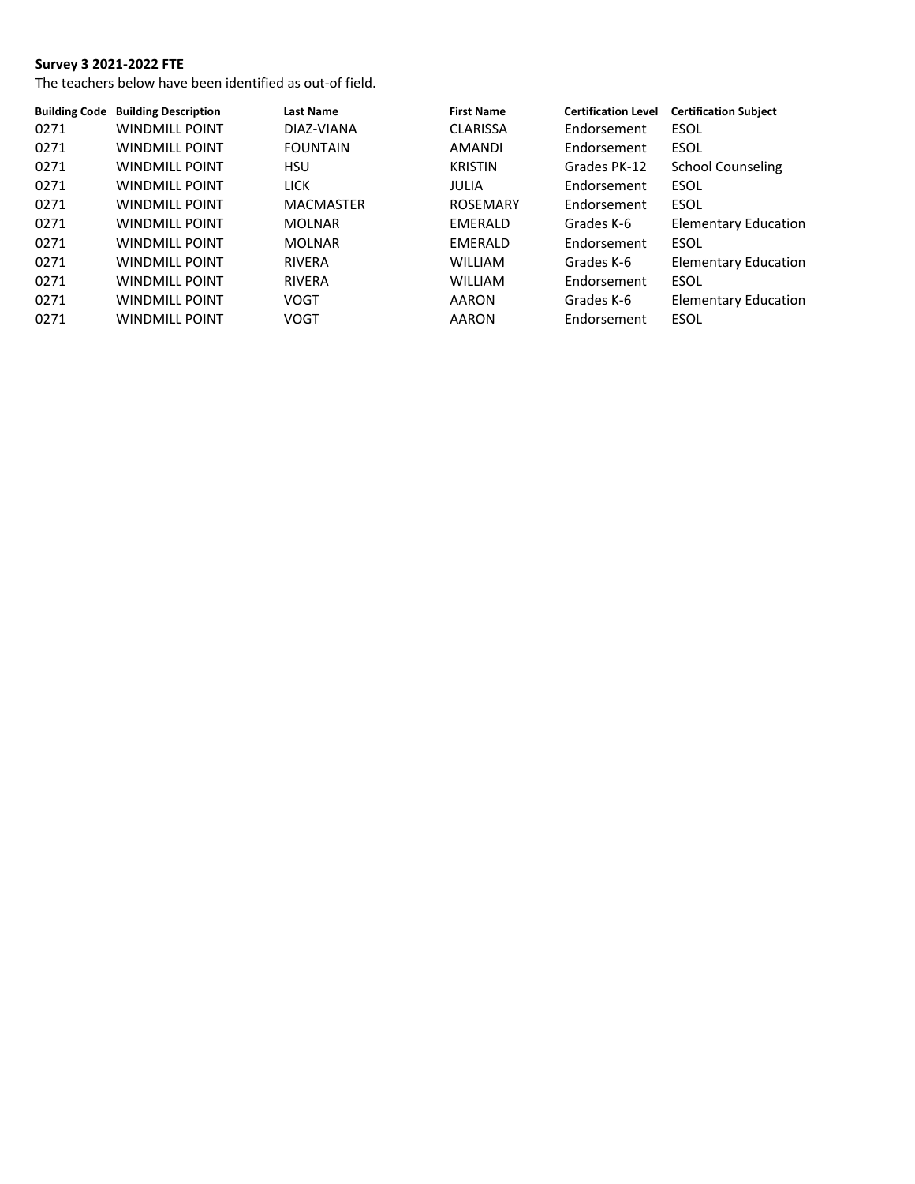**Survey 3 2021-2022 FTE**

The teachers below have been identified as out-of field.

| Building Code | Building Description | Last Name | First Name | Certification Level | Certification Subject |
|---|---|---|---|---|---|
| 0271 | WINDMILL POINT | DIAZ-VIANA | CLARISSA | Endorsement | ESOL |
| 0271 | WINDMILL POINT | FOUNTAIN | AMANDI | Endorsement | ESOL |
| 0271 | WINDMILL POINT | HSU | KRISTIN | Grades PK-12 | School Counseling |
| 0271 | WINDMILL POINT | LICK | JULIA | Endorsement | ESOL |
| 0271 | WINDMILL POINT | MACMASTER | ROSEMARY | Endorsement | ESOL |
| 0271 | WINDMILL POINT | MOLNAR | EMERALD | Grades K-6 | Elementary Education |
| 0271 | WINDMILL POINT | MOLNAR | EMERALD | Endorsement | ESOL |
| 0271 | WINDMILL POINT | RIVERA | WILLIAM | Grades K-6 | Elementary Education |
| 0271 | WINDMILL POINT | RIVERA | WILLIAM | Endorsement | ESOL |
| 0271 | WINDMILL POINT | VOGT | AARON | Grades K-6 | Elementary Education |
| 0271 | WINDMILL POINT | VOGT | AARON | Endorsement | ESOL |